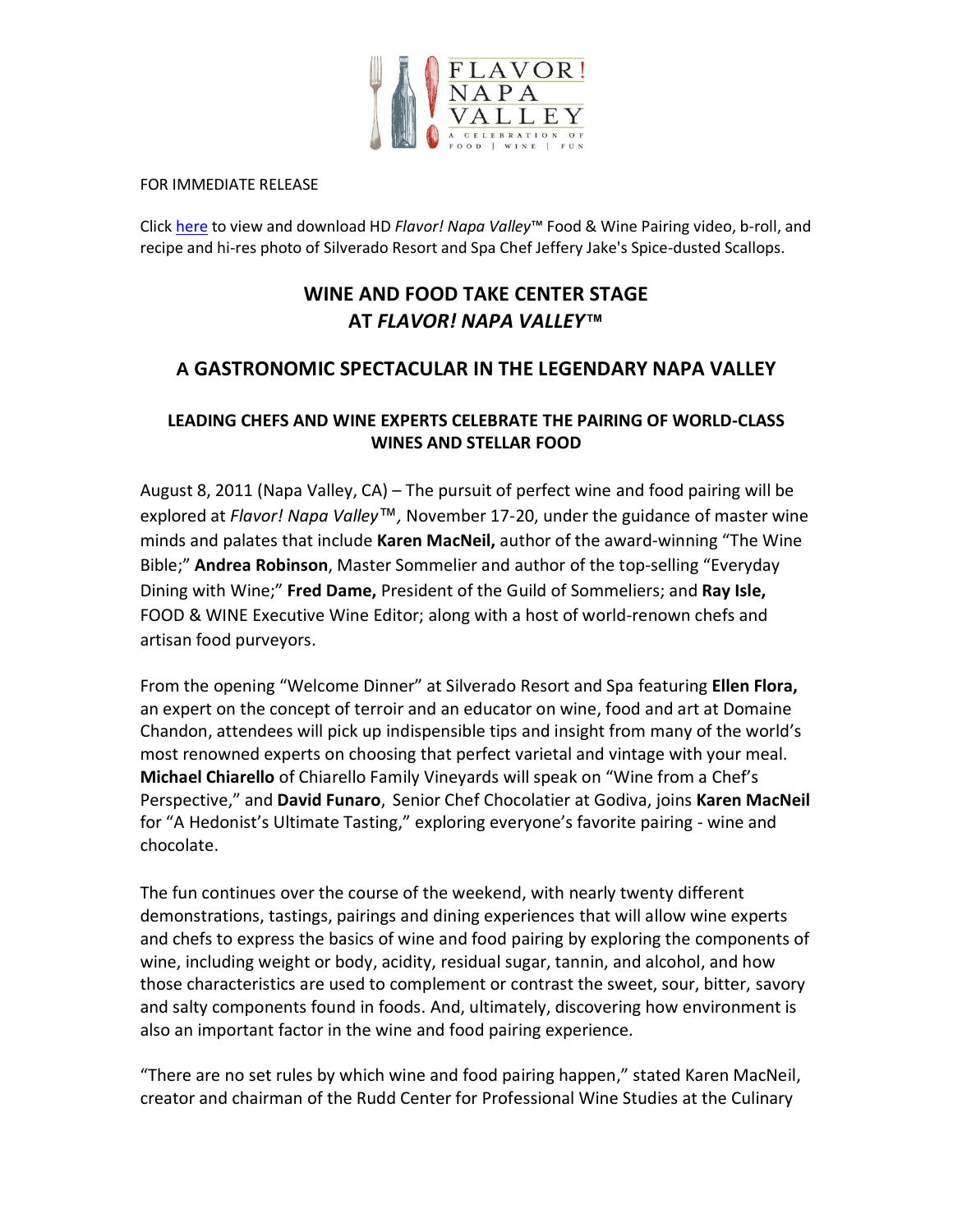FLAVOR! NAPA VALLEY

A CELEBRATION OF FOOD | WINE | FUN

FOR IMMEDIATE RELEASE

Click here to view and download HD *Flavor! Napa Valley*™ Food & Wine Pairing video, b-roll, and recipe and hi-res photo of Silverado Resort and Spa Chef Jeffery Jake's Spice-dusted Scallops.

# WINE AND FOOD TAKE CENTER STAGE AT *FLAVOR! NAPA VALLEY*™

## A GASTRONOMIC SPECTACULAR IN THE LEGENDARY NAPA VALLEY

### LEADING CHEFS AND WINE EXPERTS CELEBRATE THE PAIRING OF WORLD-CLASS WINES AND STELLAR FOOD

August 8, 2011 (Napa Valley, CA) – The pursuit of perfect wine and food pairing will be explored at *Flavor! Napa Valley*™*,* November 17-20, under the guidance of master wine minds and palates that include **Karen MacNeil,** author of the award-winning "The Wine Bible;" **Andrea Robinson**, Master Sommelier and author of the top-selling "Everyday Dining with Wine;" **Fred Dame,** President of the Guild of Sommeliers; and **Ray Isle,** FOOD & WINE Executive Wine Editor; along with a host of world-renown chefs and artisan food purveyors.

From the opening "Welcome Dinner" at Silverado Resort and Spa featuring **Ellen Flora,** an expert on the concept of terroir and an educator on wine, food and art at Domaine Chandon, attendees will pick up indispensible tips and insight from many of the world's most renowned experts on choosing that perfect varietal and vintage with your meal. **Michael Chiarello** of Chiarello Family Vineyards will speak on "Wine from a Chef's Perspective," and **David Funaro**, Senior Chef Chocolatier at Godiva, joins **Karen MacNeil** for "A Hedonist's Ultimate Tasting," exploring everyone's favorite pairing - wine and chocolate.

The fun continues over the course of the weekend, with nearly twenty different demonstrations, tastings, pairings and dining experiences that will allow wine experts and chefs to express the basics of wine and food pairing by exploring the components of wine, including weight or body, acidity, residual sugar, tannin, and alcohol, and how those characteristics are used to complement or contrast the sweet, sour, bitter, savory and salty components found in foods. And, ultimately, discovering how environment is also an important factor in the wine and food pairing experience.

"There are no set rules by which wine and food pairing happen," stated Karen MacNeil, creator and chairman of the Rudd Center for Professional Wine Studies at the Culinary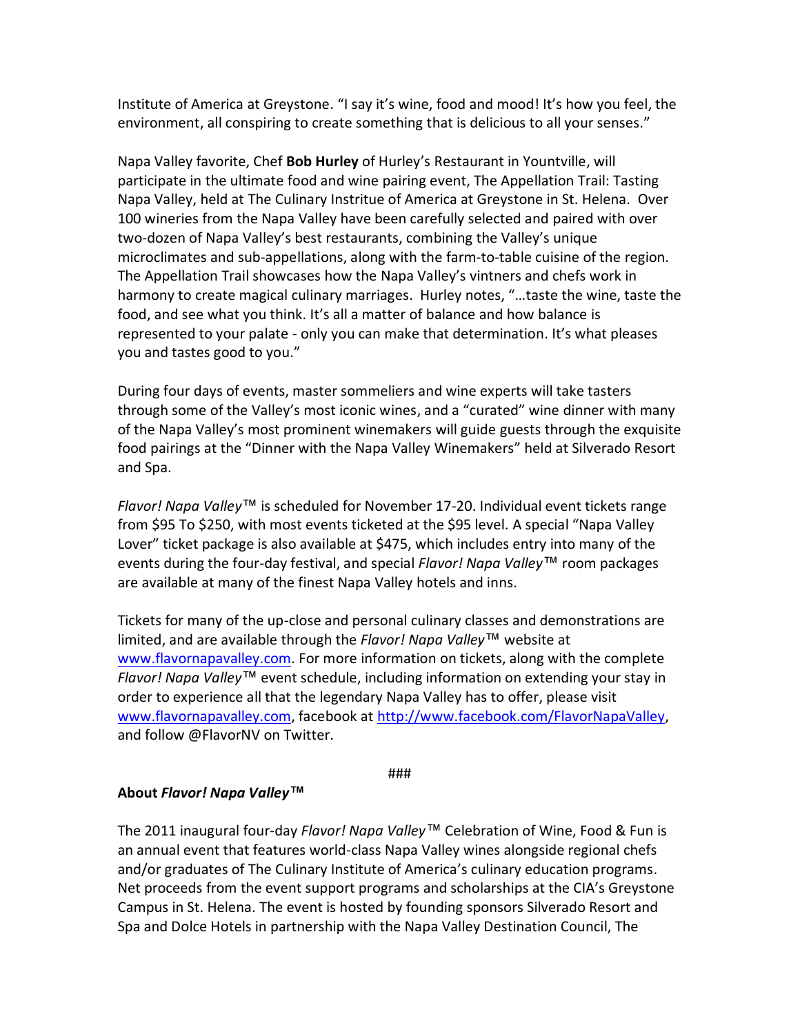Institute of America at Greystone. “I say it’s wine, food and mood! It’s how you feel, the environment, all conspiring to create something that is delicious to all your senses.”

Napa Valley favorite, Chef **Bob Hurley** of Hurley’s Restaurant in Yountville, will participate in the ultimate food and wine pairing event, The Appellation Trail: Tasting Napa Valley, held at The Culinary Institue of America at Greystone in St. Helena. Over 100 wineries from the Napa Valley have been carefully selected and paired with over two-dozen of Napa Valley’s best restaurants, combining the Valley’s unique microclimates and sub-appellations, along with the farm-to-table cuisine of the region. The Appellation Trail showcases how the Napa Valley’s vintners and chefs work in harmony to create magical culinary marriages. Hurley notes, “…taste the wine, taste the food, and see what you think. It’s all a matter of balance and how balance is represented to your palate - only you can make that determination. It’s what pleases you and tastes good to you.”

During four days of events, master sommeliers and wine experts will take tasters through some of the Valley’s most iconic wines, and a “curated” wine dinner with many of the Napa Valley’s most prominent winemakers will guide guests through the exquisite food pairings at the “Dinner with the Napa Valley Winemakers” held at Silverado Resort and Spa.

*Flavor! Napa Valley*™ is scheduled for November 17-20. Individual event tickets range from $95 To $250, with most events ticketed at the $95 level. A special “Napa Valley Lover” ticket package is also available at $475, which includes entry into many of the events during the four-day festival, and special *Flavor! Napa Valley*™ room packages are available at many of the finest Napa Valley hotels and inns.

Tickets for many of the up-close and personal culinary classes and demonstrations are limited, and are available through the *Flavor! Napa Valley*™ website at www.flavornapavalley.com. For more information on tickets, along with the complete *Flavor! Napa Valley*™ event schedule, including information on extending your stay in order to experience all that the legendary Napa Valley has to offer, please visit www.flavornapavalley.com, facebook at http://www.facebook.com/FlavorNapaValley, and follow @FlavorNV on Twitter.

###

**About *Flavor! Napa Valley*™**

The 2011 inaugural four-day *Flavor! Napa Valley*™ Celebration of Wine, Food & Fun is an annual event that features world-class Napa Valley wines alongside regional chefs and/or graduates of The Culinary Institute of America’s culinary education programs. Net proceeds from the event support programs and scholarships at the CIA’s Greystone Campus in St. Helena. The event is hosted by founding sponsors Silverado Resort and Spa and Dolce Hotels in partnership with the Napa Valley Destination Council, The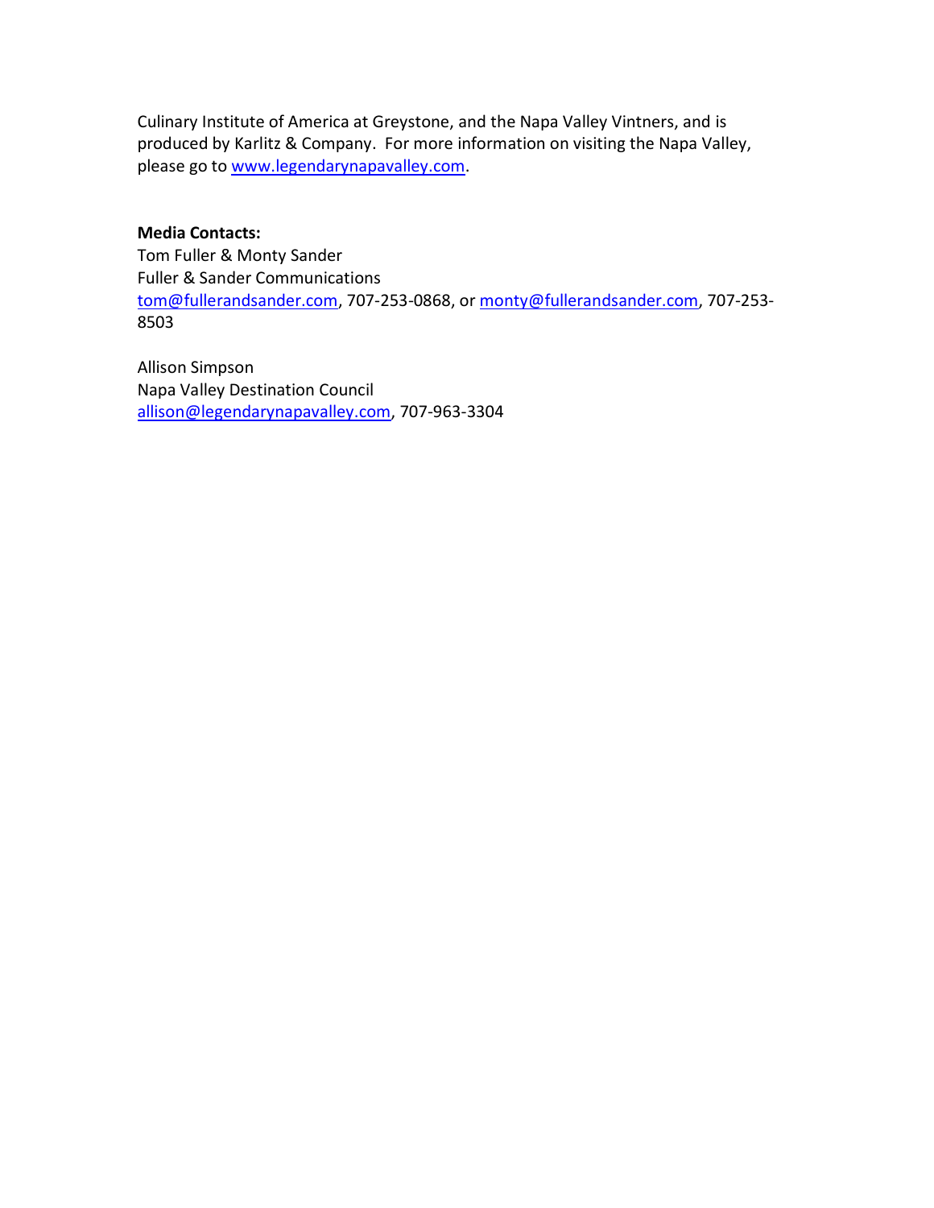Culinary Institute of America at Greystone, and the Napa Valley Vintners, and is produced by Karlitz & Company.  For more information on visiting the Napa Valley, please go to www.legendarynapavalley.com.

**Media Contacts:**
Tom Fuller & Monty Sander
Fuller & Sander Communications
tom@fullerandsander.com, 707-253-0868, or monty@fullerandsander.com, 707-253-8503

Allison Simpson
Napa Valley Destination Council
allison@legendarynapavalley.com, 707-963-3304